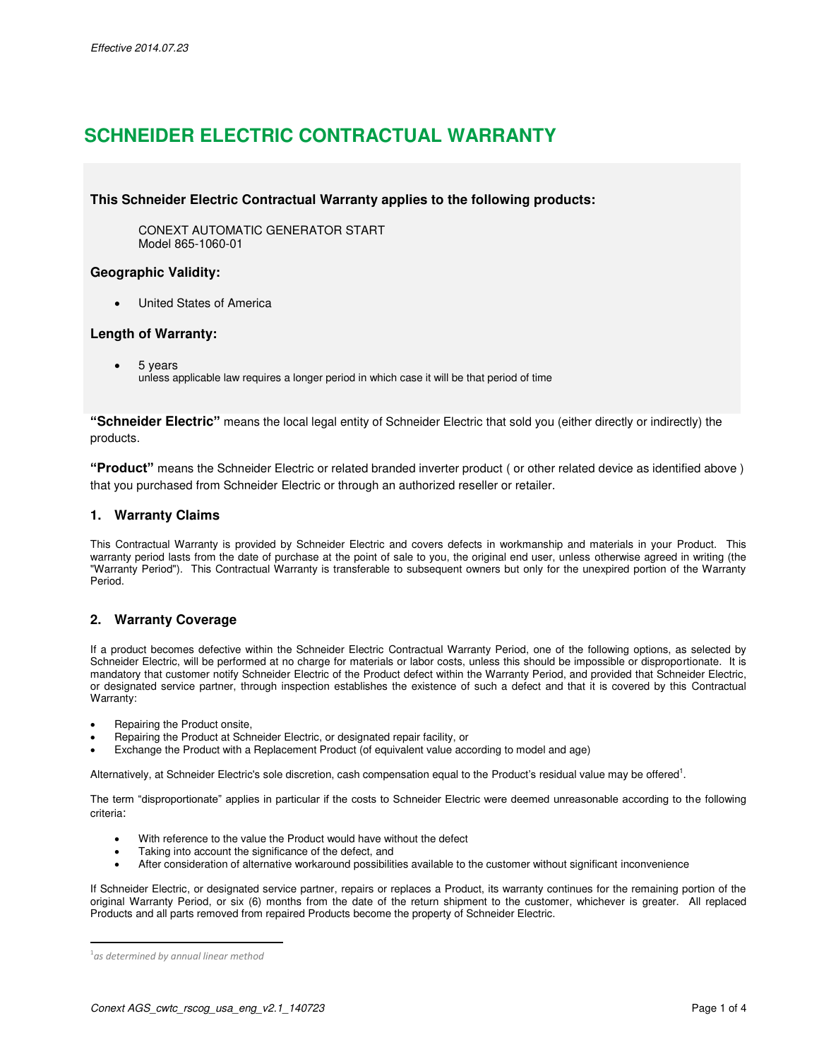*Effective 2014.07.23*

# SCHNEIDER ELECTRIC CONTRACTUAL WARRANTY

**This Schneider Electric Contractual Warranty applies to the following products:**

CONEXT AUTOMATIC GENERATOR START
Model 865-1060-01

### Geographic Validity:

- United States of America

### Length of Warranty:

- 5 years
  unless applicable law requires a longer period in which case it will be that period of time

**"Schneider Electric"** means the local legal entity of Schneider Electric that sold you (either directly or indirectly) the products.

**"Product"** means the Schneider Electric or related branded inverter product ( or other related device as identified above ) that you purchased from Schneider Electric or through an authorized reseller or retailer.

## 1. Warranty Claims

This Contractual Warranty is provided by Schneider Electric and covers defects in workmanship and materials in your Product. This warranty period lasts from the date of purchase at the point of sale to you, the original end user, unless otherwise agreed in writing (the "Warranty Period"). This Contractual Warranty is transferable to subsequent owners but only for the unexpired portion of the Warranty Period.

## 2. Warranty Coverage

If a product becomes defective within the Schneider Electric Contractual Warranty Period, one of the following options, as selected by Schneider Electric, will be performed at no charge for materials or labor costs, unless this should be impossible or disproportionate. It is mandatory that customer notify Schneider Electric of the Product defect within the Warranty Period, and provided that Schneider Electric, or designated service partner, through inspection establishes the existence of such a defect and that it is covered by this Contractual Warranty:

- Repairing the Product onsite,
- Repairing the Product at Schneider Electric, or designated repair facility, or
- Exchange the Product with a Replacement Product (of equivalent value according to model and age)

Alternatively, at Schneider Electric's sole discretion, cash compensation equal to the Product's residual value may be offered[1].

The term "disproportionate" applies in particular if the costs to Schneider Electric were deemed unreasonable according to the following criteria:

- With reference to the value the Product would have without the defect
- Taking into account the significance of the defect, and
- After consideration of alternative workaround possibilities available to the customer without significant inconvenience

If Schneider Electric, or designated service partner, repairs or replaces a Product, its warranty continues for the remaining portion of the original Warranty Period, or six (6) months from the date of the return shipment to the customer, whichever is greater. All replaced Products and all parts removed from repaired Products become the property of Schneider Electric.

---

[1] *as determined by annual linear method*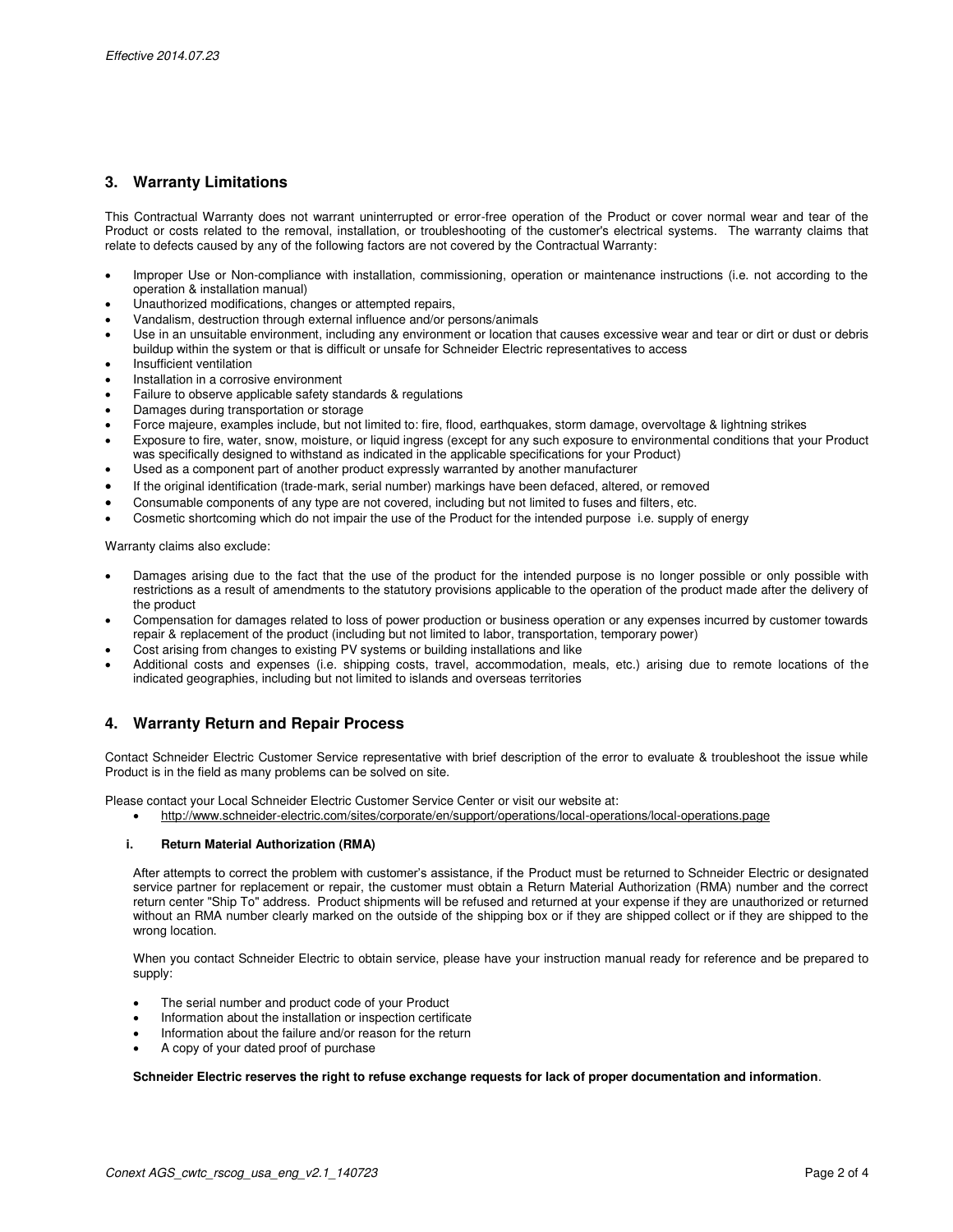## 3. Warranty Limitations

This Contractual Warranty does not warrant uninterrupted or error-free operation of the Product or cover normal wear and tear of the Product or costs related to the removal, installation, or troubleshooting of the customer's electrical systems. The warranty claims that relate to defects caused by any of the following factors are not covered by the Contractual Warranty:

- Improper Use or Non-compliance with installation, commissioning, operation or maintenance instructions (i.e. not according to the operation & installation manual)
- Unauthorized modifications, changes or attempted repairs,
- Vandalism, destruction through external influence and/or persons/animals
- Use in an unsuitable environment, including any environment or location that causes excessive wear and tear or dirt or dust or debris buildup within the system or that is difficult or unsafe for Schneider Electric representatives to access
- Insufficient ventilation
- Installation in a corrosive environment
- Failure to observe applicable safety standards & regulations
- Damages during transportation or storage
- Force majeure, examples include, but not limited to: fire, flood, earthquakes, storm damage, overvoltage & lightning strikes
- Exposure to fire, water, snow, moisture, or liquid ingress (except for any such exposure to environmental conditions that your Product was specifically designed to withstand as indicated in the applicable specifications for your Product)
- Used as a component part of another product expressly warranted by another manufacturer
- If the original identification (trade-mark, serial number) markings have been defaced, altered, or removed
- Consumable components of any type are not covered, including but not limited to fuses and filters, etc.
- Cosmetic shortcoming which do not impair the use of the Product for the intended purpose i.e. supply of energy

Warranty claims also exclude:

- Damages arising due to the fact that the use of the product for the intended purpose is no longer possible or only possible with restrictions as a result of amendments to the statutory provisions applicable to the operation of the product made after the delivery of the product
- Compensation for damages related to loss of power production or business operation or any expenses incurred by customer towards repair & replacement of the product (including but not limited to labor, transportation, temporary power)
- Cost arising from changes to existing PV systems or building installations and like
- Additional costs and expenses (i.e. shipping costs, travel, accommodation, meals, etc.) arising due to remote locations of the indicated geographies, including but not limited to islands and overseas territories

## 4. Warranty Return and Repair Process

Contact Schneider Electric Customer Service representative with brief description of the error to evaluate & troubleshoot the issue while Product is in the field as many problems can be solved on site.

Please contact your Local Schneider Electric Customer Service Center or visit our website at:

- http://www.schneider-electric.com/sites/corporate/en/support/operations/local-operations/local-operations.page

### i. Return Material Authorization (RMA)

After attempts to correct the problem with customer's assistance, if the Product must be returned to Schneider Electric or designated service partner for replacement or repair, the customer must obtain a Return Material Authorization (RMA) number and the correct return center "Ship To" address. Product shipments will be refused and returned at your expense if they are unauthorized or returned without an RMA number clearly marked on the outside of the shipping box or if they are shipped collect or if they are shipped to the wrong location.

When you contact Schneider Electric to obtain service, please have your instruction manual ready for reference and be prepared to supply:

- The serial number and product code of your Product
- Information about the installation or inspection certificate
- Information about the failure and/or reason for the return
- A copy of your dated proof of purchase

**Schneider Electric reserves the right to refuse exchange requests for lack of proper documentation and information**.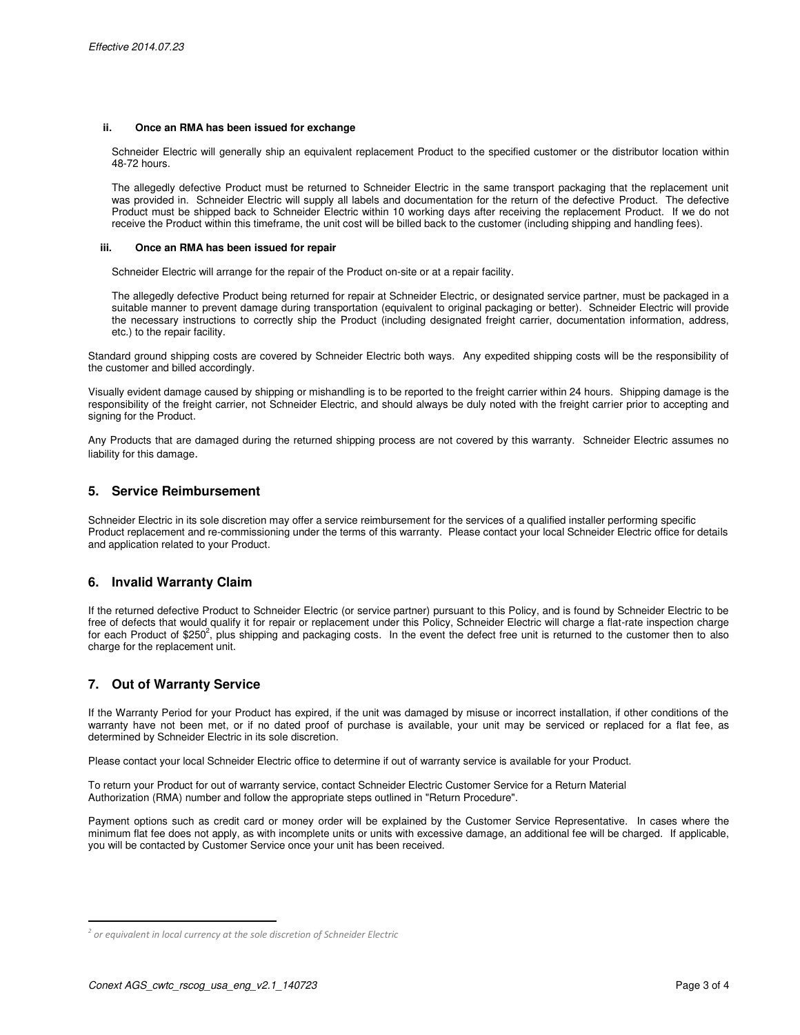**ii. Once an RMA has been issued for exchange**

Schneider Electric will generally ship an equivalent replacement Product to the specified customer or the distributor location within 48-72 hours.

The allegedly defective Product must be returned to Schneider Electric in the same transport packaging that the replacement unit was provided in. Schneider Electric will supply all labels and documentation for the return of the defective Product. The defective Product must be shipped back to Schneider Electric within 10 working days after receiving the replacement Product. If we do not receive the Product within this timeframe, the unit cost will be billed back to the customer (including shipping and handling fees).

**iii. Once an RMA has been issued for repair**

Schneider Electric will arrange for the repair of the Product on-site or at a repair facility.

The allegedly defective Product being returned for repair at Schneider Electric, or designated service partner, must be packaged in a suitable manner to prevent damage during transportation (equivalent to original packaging or better). Schneider Electric will provide the necessary instructions to correctly ship the Product (including designated freight carrier, documentation information, address, etc.) to the repair facility.

Standard ground shipping costs are covered by Schneider Electric both ways. Any expedited shipping costs will be the responsibility of the customer and billed accordingly.

Visually evident damage caused by shipping or mishandling is to be reported to the freight carrier within 24 hours. Shipping damage is the responsibility of the freight carrier, not Schneider Electric, and should always be duly noted with the freight carrier prior to accepting and signing for the Product.

Any Products that are damaged during the returned shipping process are not covered by this warranty. Schneider Electric assumes no liability for this damage.

## 5. Service Reimbursement

Schneider Electric in its sole discretion may offer a service reimbursement for the services of a qualified installer performing specific Product replacement and re-commissioning under the terms of this warranty. Please contact your local Schneider Electric office for details and application related to your Product.

## 6. Invalid Warranty Claim

If the returned defective Product to Schneider Electric (or service partner) pursuant to this Policy, and is found by Schneider Electric to be free of defects that would qualify it for repair or replacement under this Policy, Schneider Electric will charge a flat-rate inspection charge for each Product of $250[2], plus shipping and packaging costs. In the event the defect free unit is returned to the customer then to also charge for the replacement unit.

## 7. Out of Warranty Service

If the Warranty Period for your Product has expired, if the unit was damaged by misuse or incorrect installation, if other conditions of the warranty have not been met, or if no dated proof of purchase is available, your unit may be serviced or replaced for a flat fee, as determined by Schneider Electric in its sole discretion.

Please contact your local Schneider Electric office to determine if out of warranty service is available for your Product.

To return your Product for out of warranty service, contact Schneider Electric Customer Service for a Return Material Authorization (RMA) number and follow the appropriate steps outlined in "Return Procedure".

Payment options such as credit card or money order will be explained by the Customer Service Representative. In cases where the minimum flat fee does not apply, as with incomplete units or units with excessive damage, an additional fee will be charged. If applicable, you will be contacted by Customer Service once your unit has been received.

---

[2] *or equivalent in local currency at the sole discretion of Schneider Electric*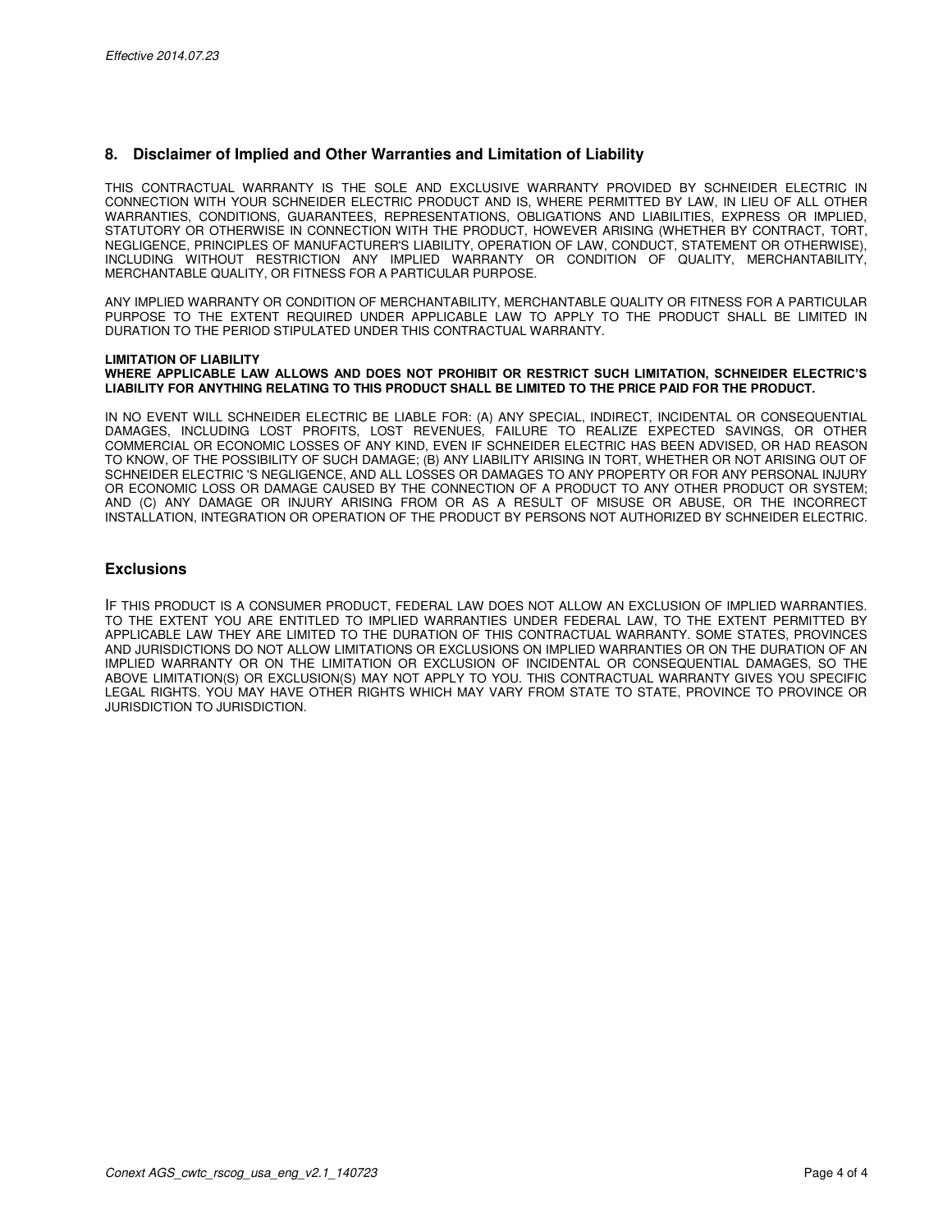## 8. Disclaimer of Implied and Other Warranties and Limitation of Liability

THIS CONTRACTUAL WARRANTY IS THE SOLE AND EXCLUSIVE WARRANTY PROVIDED BY SCHNEIDER ELECTRIC IN CONNECTION WITH YOUR SCHNEIDER ELECTRIC PRODUCT AND IS, WHERE PERMITTED BY LAW, IN LIEU OF ALL OTHER WARRANTIES, CONDITIONS, GUARANTEES, REPRESENTATIONS, OBLIGATIONS AND LIABILITIES, EXPRESS OR IMPLIED, STATUTORY OR OTHERWISE IN CONNECTION WITH THE PRODUCT, HOWEVER ARISING (WHETHER BY CONTRACT, TORT, NEGLIGENCE, PRINCIPLES OF MANUFACTURER'S LIABILITY, OPERATION OF LAW, CONDUCT, STATEMENT OR OTHERWISE), INCLUDING WITHOUT RESTRICTION ANY IMPLIED WARRANTY OR CONDITION OF QUALITY, MERCHANTABILITY, MERCHANTABLE QUALITY, OR FITNESS FOR A PARTICULAR PURPOSE.

ANY IMPLIED WARRANTY OR CONDITION OF MERCHANTABILITY, MERCHANTABLE QUALITY OR FITNESS FOR A PARTICULAR PURPOSE TO THE EXTENT REQUIRED UNDER APPLICABLE LAW TO APPLY TO THE PRODUCT SHALL BE LIMITED IN DURATION TO THE PERIOD STIPULATED UNDER THIS CONTRACTUAL WARRANTY.

**LIMITATION OF LIABILITY**
**WHERE APPLICABLE LAW ALLOWS AND DOES NOT PROHIBIT OR RESTRICT SUCH LIMITATION, SCHNEIDER ELECTRIC'S LIABILITY FOR ANYTHING RELATING TO THIS PRODUCT SHALL BE LIMITED TO THE PRICE PAID FOR THE PRODUCT.**

IN NO EVENT WILL SCHNEIDER ELECTRIC BE LIABLE FOR: (A) ANY SPECIAL, INDIRECT, INCIDENTAL OR CONSEQUENTIAL DAMAGES, INCLUDING LOST PROFITS, LOST REVENUES, FAILURE TO REALIZE EXPECTED SAVINGS, OR OTHER COMMERCIAL OR ECONOMIC LOSSES OF ANY KIND, EVEN IF SCHNEIDER ELECTRIC HAS BEEN ADVISED, OR HAD REASON TO KNOW, OF THE POSSIBILITY OF SUCH DAMAGE; (B) ANY LIABILITY ARISING IN TORT, WHETHER OR NOT ARISING OUT OF SCHNEIDER ELECTRIC 'S NEGLIGENCE, AND ALL LOSSES OR DAMAGES TO ANY PROPERTY OR FOR ANY PERSONAL INJURY OR ECONOMIC LOSS OR DAMAGE CAUSED BY THE CONNECTION OF A PRODUCT TO ANY OTHER PRODUCT OR SYSTEM; AND (C) ANY DAMAGE OR INJURY ARISING FROM OR AS A RESULT OF MISUSE OR ABUSE, OR THE INCORRECT INSTALLATION, INTEGRATION OR OPERATION OF THE PRODUCT BY PERSONS NOT AUTHORIZED BY SCHNEIDER ELECTRIC.

## Exclusions

IF THIS PRODUCT IS A CONSUMER PRODUCT, FEDERAL LAW DOES NOT ALLOW AN EXCLUSION OF IMPLIED WARRANTIES. TO THE EXTENT YOU ARE ENTITLED TO IMPLIED WARRANTIES UNDER FEDERAL LAW, TO THE EXTENT PERMITTED BY APPLICABLE LAW THEY ARE LIMITED TO THE DURATION OF THIS CONTRACTUAL WARRANTY. SOME STATES, PROVINCES AND JURISDICTIONS DO NOT ALLOW LIMITATIONS OR EXCLUSIONS ON IMPLIED WARRANTIES OR ON THE DURATION OF AN IMPLIED WARRANTY OR ON THE LIMITATION OR EXCLUSION OF INCIDENTAL OR CONSEQUENTIAL DAMAGES, SO THE ABOVE LIMITATION(S) OR EXCLUSION(S) MAY NOT APPLY TO YOU. THIS CONTRACTUAL WARRANTY GIVES YOU SPECIFIC LEGAL RIGHTS. YOU MAY HAVE OTHER RIGHTS WHICH MAY VARY FROM STATE TO STATE, PROVINCE TO PROVINCE OR JURISDICTION TO JURISDICTION.